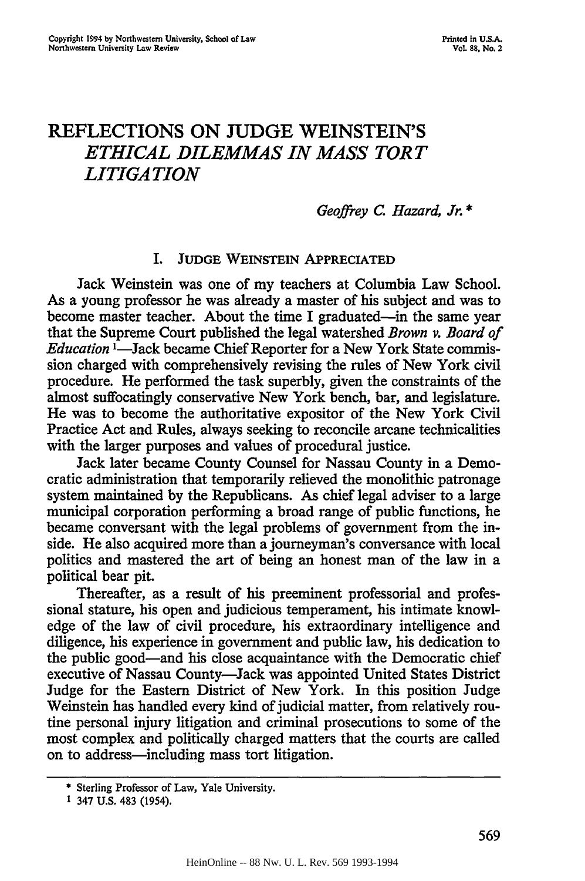# REFLECTIONS ON JUDGE WEINSTEIN'S *ETHICAL DILEMMAS IN MASS TORT LITIGATION*

*Geoffrey C. Hazard, Jr.* *

## I. JUDGE WEINSTEIN APPRECIATED

Jack Weinstein was one of my teachers at Columbia Law School. As a young professor he was already a master of his subject and was to become master teacher. About the time I graduated—in the same year that the Supreme Court published the legal watershed *Brown v. Board of Education* [1]—Jack became Chief Reporter for a New York State commission charged with comprehensively revising the rules of New York civil procedure. He performed the task superbly, given the constraints of the almost suffocatingly conservative New York bench, bar, and legislature. He was to become the authoritative expositor of the New York Civil Practice Act and Rules, always seeking to reconcile arcane technicalities with the larger purposes and values of procedural justice.

Jack later became County Counsel for Nassau County in a Democratic administration that temporarily relieved the monolithic patronage system maintained by the Republicans. As chief legal adviser to a large municipal corporation performing a broad range of public functions, he became conversant with the legal problems of government from the inside. He also acquired more than a journeyman's conversance with local politics and mastered the art of being an honest man of the law in a political bear pit.

Thereafter, as a result of his preeminent professorial and professional stature, his open and judicious temperament, his intimate knowledge of the law of civil procedure, his extraordinary intelligence and diligence, his experience in government and public law, his dedication to the public good—and his close acquaintance with the Democratic chief executive of Nassau County—Jack was appointed United States District Judge for the Eastern District of New York. In this position Judge Weinstein has handled every kind of judicial matter, from relatively routine personal injury litigation and criminal prosecutions to some of the most complex and politically charged matters that the courts are called on to address—including mass tort litigation.

---

\* Sterling Professor of Law, Yale University.

[1] 347 U.S. 483 (1954).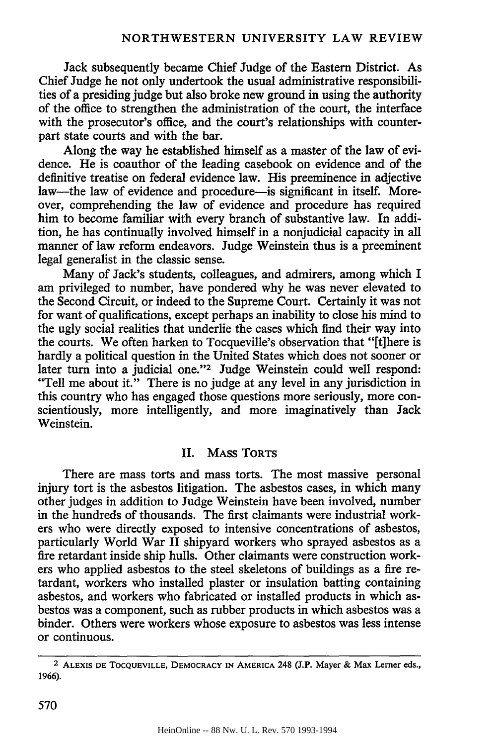Jack subsequently became Chief Judge of the Eastern District. As Chief Judge he not only undertook the usual administrative responsibilities of a presiding judge but also broke new ground in using the authority of the office to strengthen the administration of the court, the interface with the prosecutor's office, and the court's relationships with counterpart state courts and with the bar.

Along the way he established himself as a master of the law of evidence. He is coauthor of the leading casebook on evidence and of the definitive treatise on federal evidence law. His preeminence in adjective law—the law of evidence and procedure—is significant in itself. Moreover, comprehending the law of evidence and procedure has required him to become familiar with every branch of substantive law. In addition, he has continually involved himself in a nonjudicial capacity in all manner of law reform endeavors. Judge Weinstein thus is a preeminent legal generalist in the classic sense.

Many of Jack's students, colleagues, and admirers, among which I am privileged to number, have pondered why he was never elevated to the Second Circuit, or indeed to the Supreme Court. Certainly it was not for want of qualifications, except perhaps an inability to close his mind to the ugly social realities that underlie the cases which find their way into the courts. We often harken to Tocqueville's observation that "[t]here is hardly a political question in the United States which does not sooner or later turn into a judicial one."[2] Judge Weinstein could well respond: "Tell me about it." There is no judge at any level in any jurisdiction in this country who has engaged those questions more seriously, more conscientiously, more intelligently, and more imaginatively than Jack Weinstein.

## II. Mass Torts

There are mass torts and mass torts. The most massive personal injury tort is the asbestos litigation. The asbestos cases, in which many other judges in addition to Judge Weinstein have been involved, number in the hundreds of thousands. The first claimants were industrial workers who were directly exposed to intensive concentrations of asbestos, particularly World War II shipyard workers who sprayed asbestos as a fire retardant inside ship hulls. Other claimants were construction workers who applied asbestos to the steel skeletons of buildings as a fire retardant, workers who installed plaster or insulation batting containing asbestos, and workers who fabricated or installed products in which asbestos was a component, such as rubber products in which asbestos was a binder. Others were workers whose exposure to asbestos was less intense or continuous.

---

[2] Alexis de Tocqueville, Democracy in America 248 (J.P. Mayer & Max Lerner eds., 1966).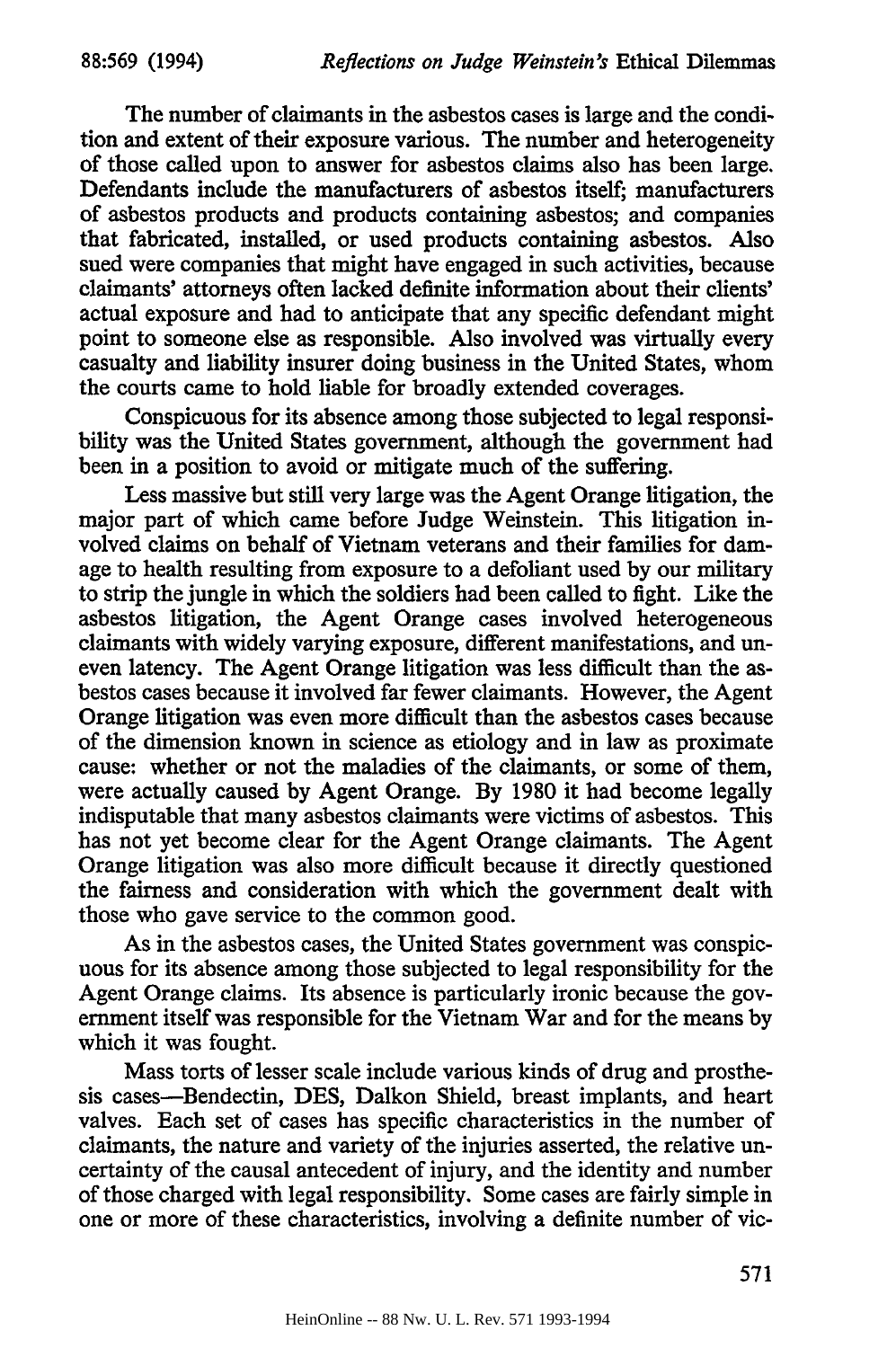The number of claimants in the asbestos cases is large and the condition and extent of their exposure various. The number and heterogeneity of those called upon to answer for asbestos claims also has been large. Defendants include the manufacturers of asbestos itself; manufacturers of asbestos products and products containing asbestos; and companies that fabricated, installed, or used products containing asbestos. Also sued were companies that might have engaged in such activities, because claimants' attorneys often lacked definite information about their clients' actual exposure and had to anticipate that any specific defendant might point to someone else as responsible. Also involved was virtually every casualty and liability insurer doing business in the United States, whom the courts came to hold liable for broadly extended coverages.

Conspicuous for its absence among those subjected to legal responsibility was the United States government, although the government had been in a position to avoid or mitigate much of the suffering.

Less massive but still very large was the Agent Orange litigation, the major part of which came before Judge Weinstein. This litigation involved claims on behalf of Vietnam veterans and their families for damage to health resulting from exposure to a defoliant used by our military to strip the jungle in which the soldiers had been called to fight. Like the asbestos litigation, the Agent Orange cases involved heterogeneous claimants with widely varying exposure, different manifestations, and uneven latency. The Agent Orange litigation was less difficult than the asbestos cases because it involved far fewer claimants. However, the Agent Orange litigation was even more difficult than the asbestos cases because of the dimension known in science as etiology and in law as proximate cause: whether or not the maladies of the claimants, or some of them, were actually caused by Agent Orange. By 1980 it had become legally indisputable that many asbestos claimants were victims of asbestos. This has not yet become clear for the Agent Orange claimants. The Agent Orange litigation was also more difficult because it directly questioned the fairness and consideration with which the government dealt with those who gave service to the common good.

As in the asbestos cases, the United States government was conspicuous for its absence among those subjected to legal responsibility for the Agent Orange claims. Its absence is particularly ironic because the government itself was responsible for the Vietnam War and for the means by which it was fought.

Mass torts of lesser scale include various kinds of drug and prosthesis cases—Bendectin, DES, Dalkon Shield, breast implants, and heart valves. Each set of cases has specific characteristics in the number of claimants, the nature and variety of the injuries asserted, the relative uncertainty of the causal antecedent of injury, and the identity and number of those charged with legal responsibility. Some cases are fairly simple in one or more of these characteristics, involving a definite number of vic-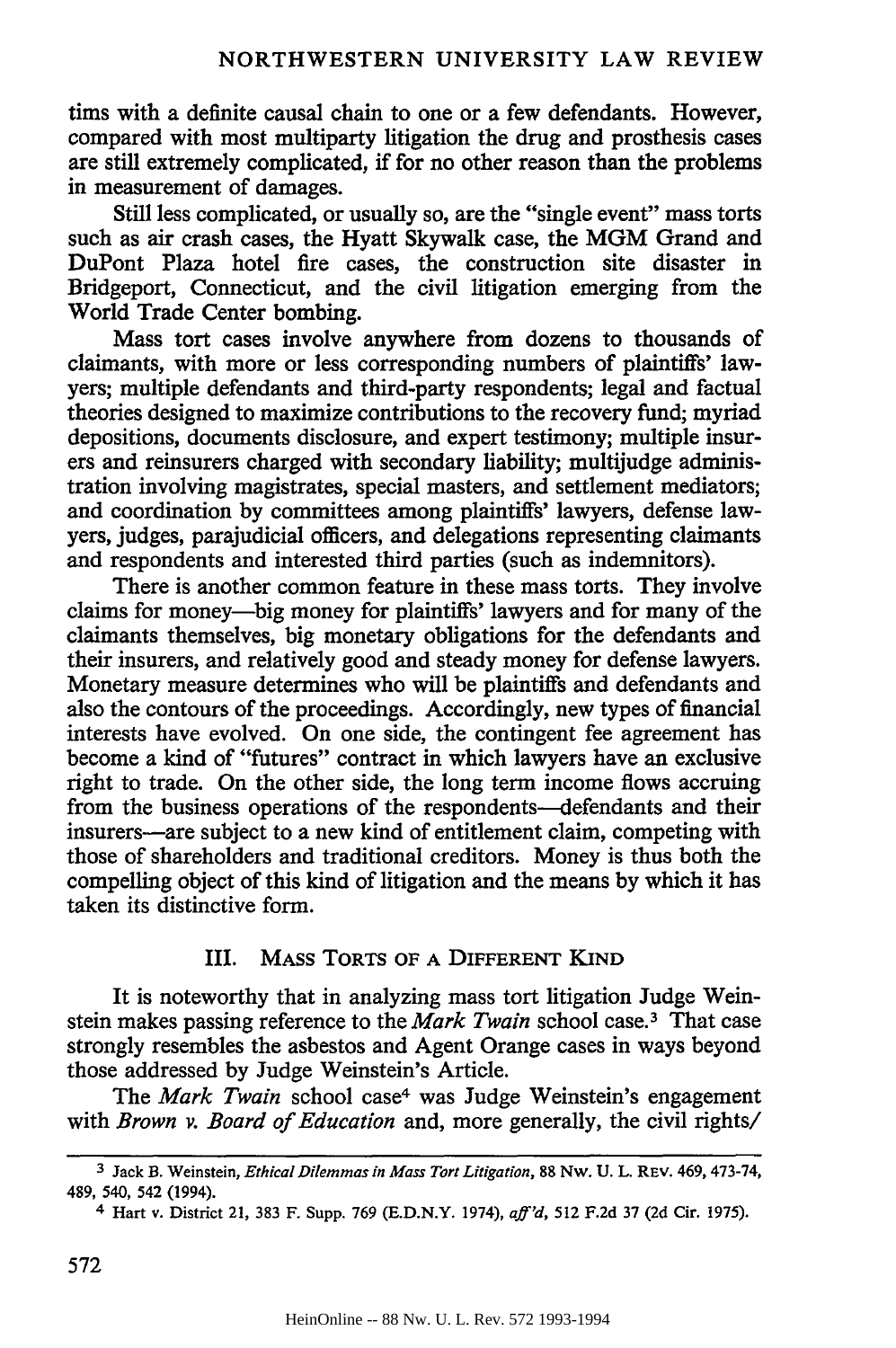tims with a definite causal chain to one or a few defendants. However, compared with most multiparty litigation the drug and prosthesis cases are still extremely complicated, if for no other reason than the problems in measurement of damages.

Still less complicated, or usually so, are the "single event" mass torts such as air crash cases, the Hyatt Skywalk case, the MGM Grand and DuPont Plaza hotel fire cases, the construction site disaster in Bridgeport, Connecticut, and the civil litigation emerging from the World Trade Center bombing.

Mass tort cases involve anywhere from dozens to thousands of claimants, with more or less corresponding numbers of plaintiffs' lawyers; multiple defendants and third-party respondents; legal and factual theories designed to maximize contributions to the recovery fund; myriad depositions, documents disclosure, and expert testimony; multiple insurers and reinsurers charged with secondary liability; multijudge administration involving magistrates, special masters, and settlement mediators; and coordination by committees among plaintiffs' lawyers, defense lawyers, judges, parajudicial officers, and delegations representing claimants and respondents and interested third parties (such as indemnitors).

There is another common feature in these mass torts. They involve claims for money—big money for plaintiffs' lawyers and for many of the claimants themselves, big monetary obligations for the defendants and their insurers, and relatively good and steady money for defense lawyers. Monetary measure determines who will be plaintiffs and defendants and also the contours of the proceedings. Accordingly, new types of financial interests have evolved. On one side, the contingent fee agreement has become a kind of "futures" contract in which lawyers have an exclusive right to trade. On the other side, the long term income flows accruing from the business operations of the respondents—defendants and their insurers—are subject to a new kind of entitlement claim, competing with those of shareholders and traditional creditors. Money is thus both the compelling object of this kind of litigation and the means by which it has taken its distinctive form.

## III. Mass Torts of a Different Kind

It is noteworthy that in analyzing mass tort litigation Judge Weinstein makes passing reference to the *Mark Twain* school case.[3] That case strongly resembles the asbestos and Agent Orange cases in ways beyond those addressed by Judge Weinstein's Article.

The *Mark Twain* school case[4] was Judge Weinstein's engagement with *Brown v. Board of Education* and, more generally, the civil rights/

---

[3] Jack B. Weinstein, *Ethical Dilemmas in Mass Tort Litigation*, 88 Nw. U. L. Rev. 469, 473-74, 489, 540, 542 (1994).

[4] Hart v. District 21, 383 F. Supp. 769 (E.D.N.Y. 1974), *aff'd*, 512 F.2d 37 (2d Cir. 1975).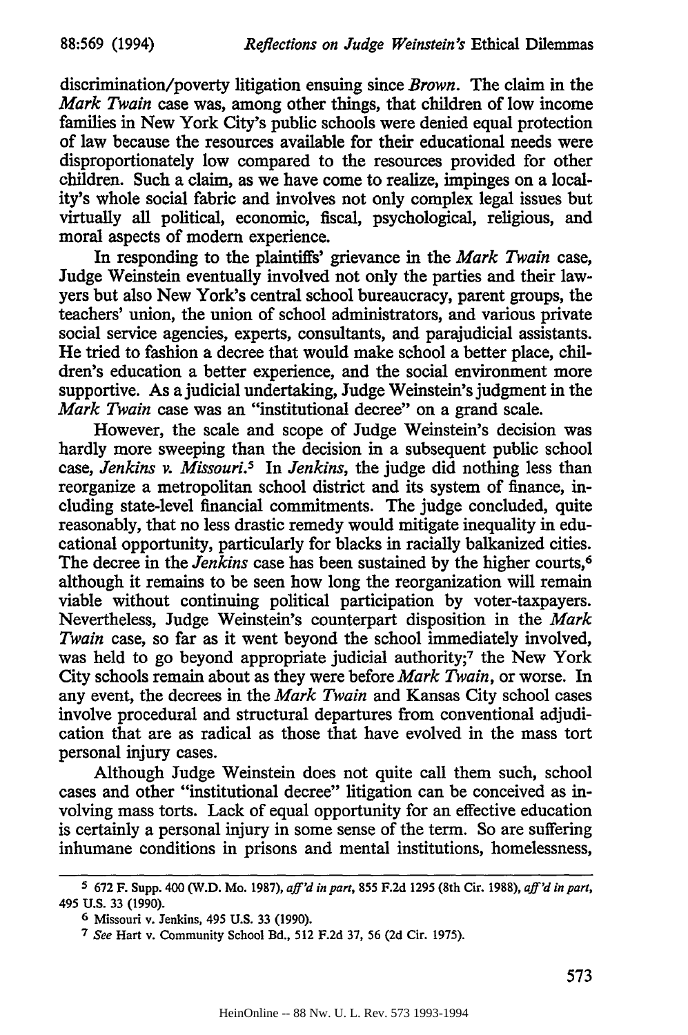discrimination/poverty litigation ensuing since *Brown*. The claim in the *Mark Twain* case was, among other things, that children of low income families in New York City's public schools were denied equal protection of law because the resources available for their educational needs were disproportionately low compared to the resources provided for other children. Such a claim, as we have come to realize, impinges on a locality's whole social fabric and involves not only complex legal issues but virtually all political, economic, fiscal, psychological, religious, and moral aspects of modern experience.

In responding to the plaintiffs' grievance in the *Mark Twain* case, Judge Weinstein eventually involved not only the parties and their lawyers but also New York's central school bureaucracy, parent groups, the teachers' union, the union of school administrators, and various private social service agencies, experts, consultants, and parajudicial assistants. He tried to fashion a decree that would make school a better place, children's education a better experience, and the social environment more supportive. As a judicial undertaking, Judge Weinstein's judgment in the *Mark Twain* case was an "institutional decree" on a grand scale.

However, the scale and scope of Judge Weinstein's decision was hardly more sweeping than the decision in a subsequent public school case, *Jenkins v. Missouri*.[5] In *Jenkins*, the judge did nothing less than reorganize a metropolitan school district and its system of finance, including state-level financial commitments. The judge concluded, quite reasonably, that no less drastic remedy would mitigate inequality in educational opportunity, particularly for blacks in racially balkanized cities. The decree in the *Jenkins* case has been sustained by the higher courts,[6] although it remains to be seen how long the reorganization will remain viable without continuing political participation by voter-taxpayers. Nevertheless, Judge Weinstein's counterpart disposition in the *Mark Twain* case, so far as it went beyond the school immediately involved, was held to go beyond appropriate judicial authority;[7] the New York City schools remain about as they were before *Mark Twain*, or worse. In any event, the decrees in the *Mark Twain* and Kansas City school cases involve procedural and structural departures from conventional adjudication that are as radical as those that have evolved in the mass tort personal injury cases.

Although Judge Weinstein does not quite call them such, school cases and other "institutional decree" litigation can be conceived as involving mass torts. Lack of equal opportunity for an effective education is certainly a personal injury in some sense of the term. So are suffering inhumane conditions in prisons and mental institutions, homelessness,

---

[5] 672 F. Supp. 400 (W.D. Mo. 1987), *aff'd in part*, 855 F.2d 1295 (8th Cir. 1988), *aff'd in part*, 495 U.S. 33 (1990).

[6] Missouri v. Jenkins, 495 U.S. 33 (1990).

[7] *See* Hart v. Community School Bd., 512 F.2d 37, 56 (2d Cir. 1975).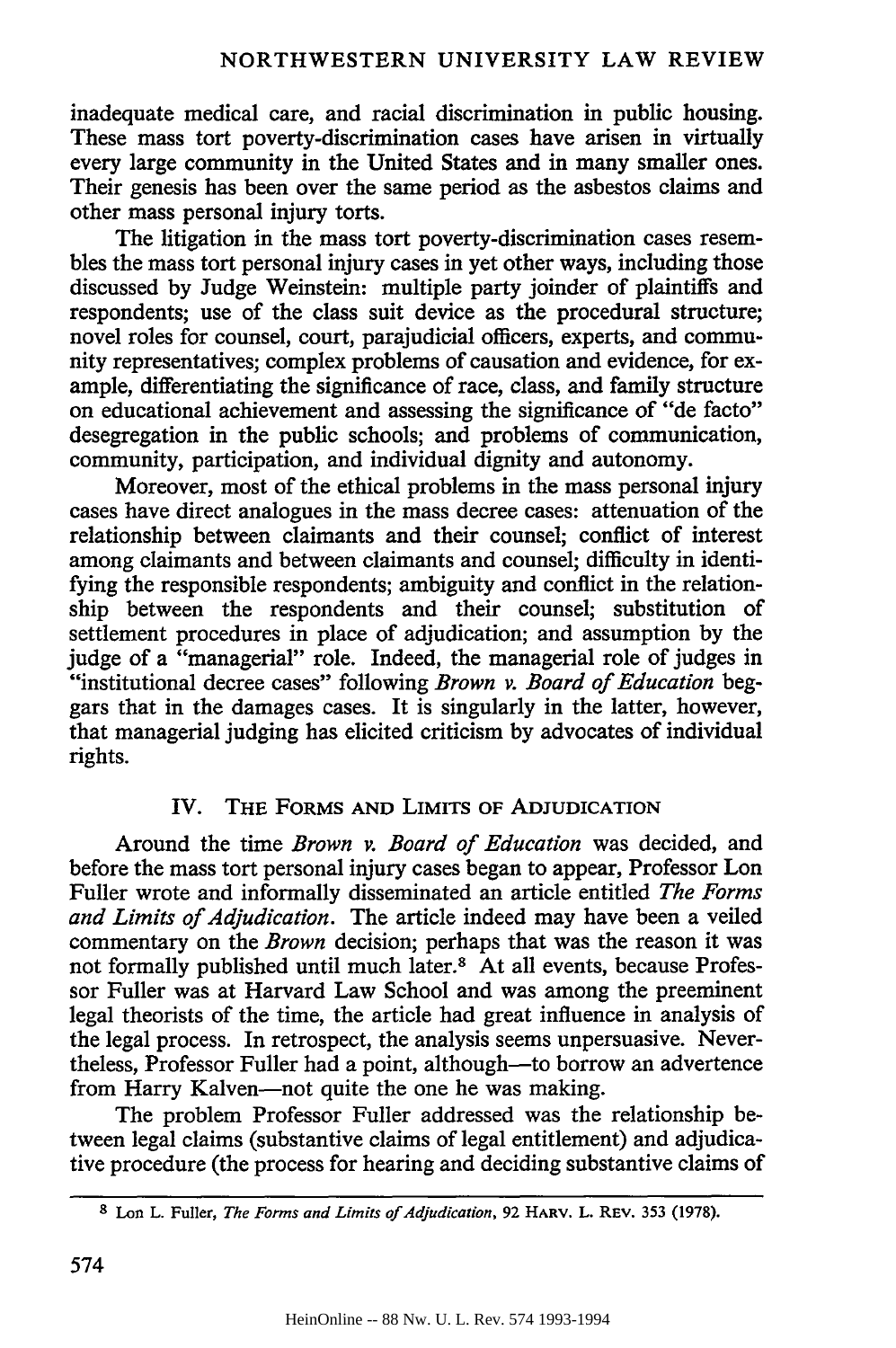inadequate medical care, and racial discrimination in public housing. These mass tort poverty-discrimination cases have arisen in virtually every large community in the United States and in many smaller ones. Their genesis has been over the same period as the asbestos claims and other mass personal injury torts.

The litigation in the mass tort poverty-discrimination cases resembles the mass tort personal injury cases in yet other ways, including those discussed by Judge Weinstein: multiple party joinder of plaintiffs and respondents; use of the class suit device as the procedural structure; novel roles for counsel, court, parajudicial officers, experts, and community representatives; complex problems of causation and evidence, for example, differentiating the significance of race, class, and family structure on educational achievement and assessing the significance of "de facto" desegregation in the public schools; and problems of communication, community, participation, and individual dignity and autonomy.

Moreover, most of the ethical problems in the mass personal injury cases have direct analogues in the mass decree cases: attenuation of the relationship between claimants and their counsel; conflict of interest among claimants and between claimants and counsel; difficulty in identifying the responsible respondents; ambiguity and conflict in the relationship between the respondents and their counsel; substitution of settlement procedures in place of adjudication; and assumption by the judge of a "managerial" role. Indeed, the managerial role of judges in "institutional decree cases" following *Brown v. Board of Education* beggars that in the damages cases. It is singularly in the latter, however, that managerial judging has elicited criticism by advocates of individual rights.

## IV. THE FORMS AND LIMITS OF ADJUDICATION

Around the time *Brown v. Board of Education* was decided, and before the mass tort personal injury cases began to appear, Professor Lon Fuller wrote and informally disseminated an article entitled *The Forms and Limits of Adjudication*. The article indeed may have been a veiled commentary on the *Brown* decision; perhaps that was the reason it was not formally published until much later.[8] At all events, because Professor Fuller was at Harvard Law School and was among the preeminent legal theorists of the time, the article had great influence in analysis of the legal process. In retrospect, the analysis seems unpersuasive. Nevertheless, Professor Fuller had a point, although—to borrow an advertence from Harry Kalven—not quite the one he was making.

The problem Professor Fuller addressed was the relationship between legal claims (substantive claims of legal entitlement) and adjudicative procedure (the process for hearing and deciding substantive claims of

---

[8] Lon L. Fuller, *The Forms and Limits of Adjudication*, 92 HARV. L. REV. 353 (1978).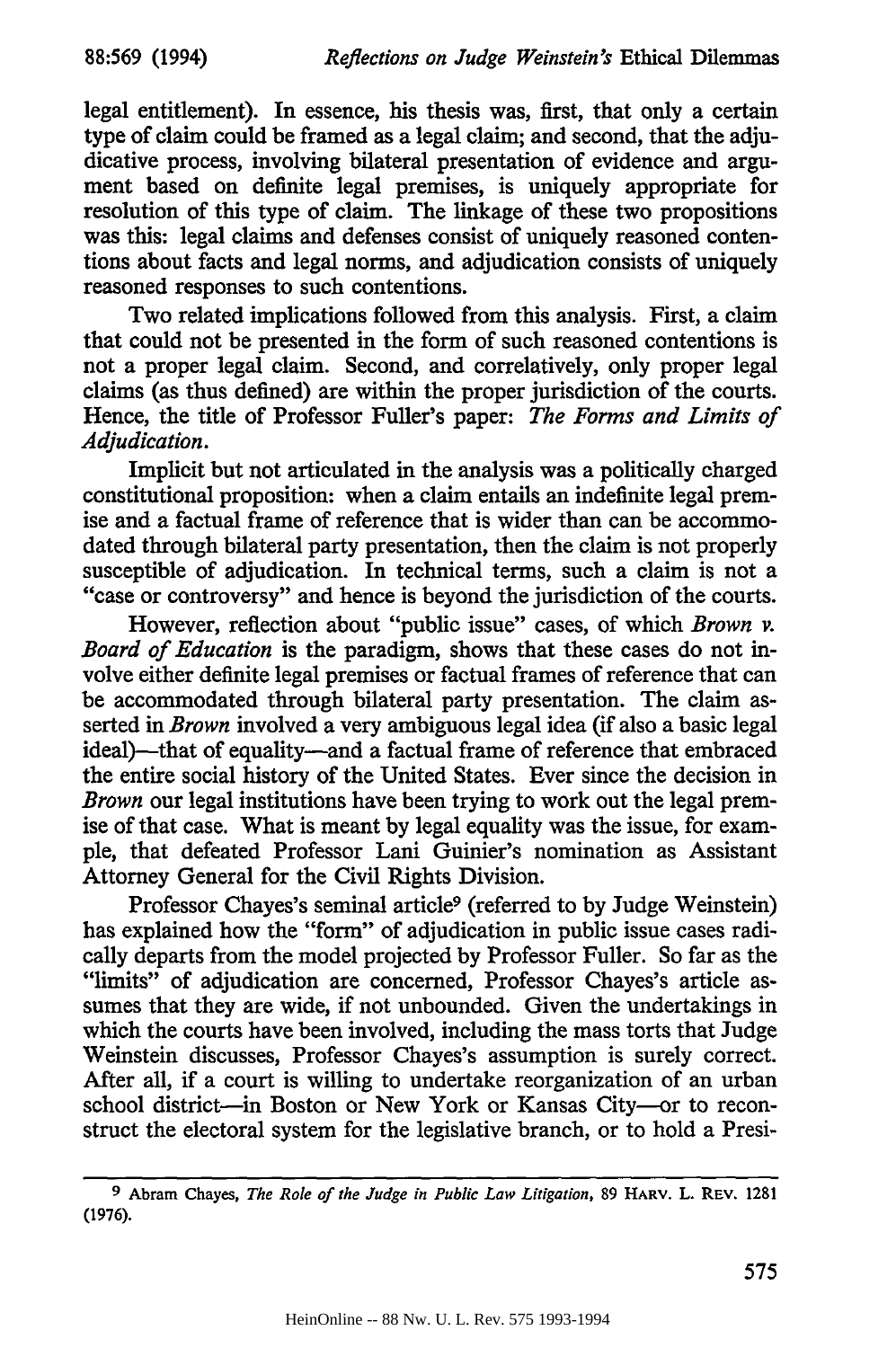legal entitlement). In essence, his thesis was, first, that only a certain type of claim could be framed as a legal claim; and second, that the adjudicative process, involving bilateral presentation of evidence and argument based on definite legal premises, is uniquely appropriate for resolution of this type of claim. The linkage of these two propositions was this: legal claims and defenses consist of uniquely reasoned contentions about facts and legal norms, and adjudication consists of uniquely reasoned responses to such contentions.

Two related implications followed from this analysis. First, a claim that could not be presented in the form of such reasoned contentions is not a proper legal claim. Second, and correlatively, only proper legal claims (as thus defined) are within the proper jurisdiction of the courts. Hence, the title of Professor Fuller's paper: *The Forms and Limits of Adjudication*.

Implicit but not articulated in the analysis was a politically charged constitutional proposition: when a claim entails an indefinite legal premise and a factual frame of reference that is wider than can be accommodated through bilateral party presentation, then the claim is not properly susceptible of adjudication. In technical terms, such a claim is not a "case or controversy" and hence is beyond the jurisdiction of the courts.

However, reflection about "public issue" cases, of which *Brown v. Board of Education* is the paradigm, shows that these cases do not involve either definite legal premises or factual frames of reference that can be accommodated through bilateral party presentation. The claim asserted in *Brown* involved a very ambiguous legal idea (if also a basic legal ideal)—that of equality—and a factual frame of reference that embraced the entire social history of the United States. Ever since the decision in *Brown* our legal institutions have been trying to work out the legal premise of that case. What is meant by legal equality was the issue, for example, that defeated Professor Lani Guinier's nomination as Assistant Attorney General for the Civil Rights Division.

Professor Chayes's seminal article[9] (referred to by Judge Weinstein) has explained how the "form" of adjudication in public issue cases radically departs from the model projected by Professor Fuller. So far as the "limits" of adjudication are concerned, Professor Chayes's article assumes that they are wide, if not unbounded. Given the undertakings in which the courts have been involved, including the mass torts that Judge Weinstein discusses, Professor Chayes's assumption is surely correct. After all, if a court is willing to undertake reorganization of an urban school district—in Boston or New York or Kansas City—or to reconstruct the electoral system for the legislative branch, or to hold a Presi-

---

[9] Abram Chayes, *The Role of the Judge in Public Law Litigation*, 89 HARV. L. REV. 1281 (1976).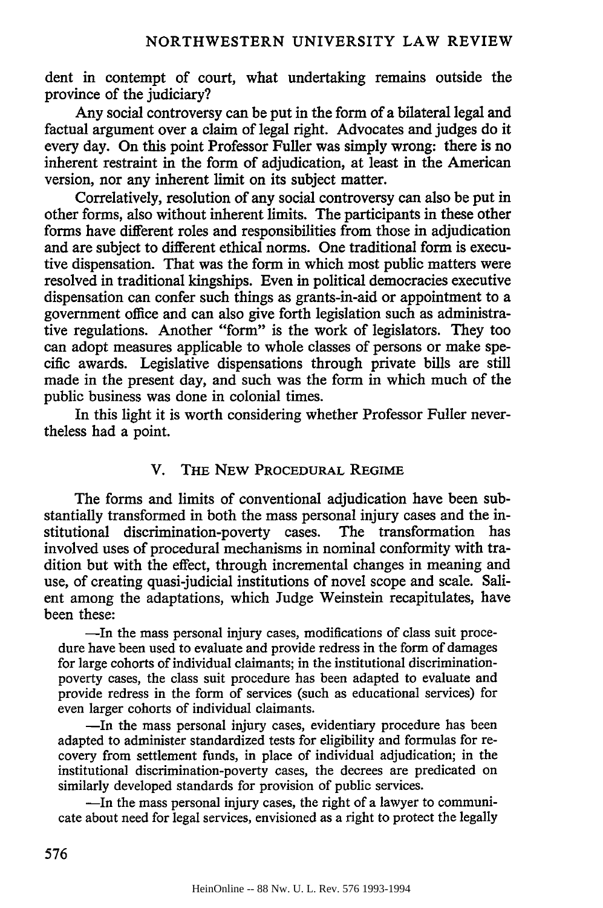dent in contempt of court, what undertaking remains outside the province of the judiciary?

Any social controversy can be put in the form of a bilateral legal and factual argument over a claim of legal right. Advocates and judges do it every day. On this point Professor Fuller was simply wrong: there is no inherent restraint in the form of adjudication, at least in the American version, nor any inherent limit on its subject matter.

Correlatively, resolution of any social controversy can also be put in other forms, also without inherent limits. The participants in these other forms have different roles and responsibilities from those in adjudication and are subject to different ethical norms. One traditional form is executive dispensation. That was the form in which most public matters were resolved in traditional kingships. Even in political democracies executive dispensation can confer such things as grants-in-aid or appointment to a government office and can also give forth legislation such as administrative regulations. Another "form" is the work of legislators. They too can adopt measures applicable to whole classes of persons or make specific awards. Legislative dispensations through private bills are still made in the present day, and such was the form in which much of the public business was done in colonial times.

In this light it is worth considering whether Professor Fuller nevertheless had a point.

## V. The New Procedural Regime

The forms and limits of conventional adjudication have been substantially transformed in both the mass personal injury cases and the institutional discrimination-poverty cases. The transformation has involved uses of procedural mechanisms in nominal conformity with tradition but with the effect, through incremental changes in meaning and use, of creating quasi-judicial institutions of novel scope and scale. Salient among the adaptations, which Judge Weinstein recapitulates, have been these:

—In the mass personal injury cases, modifications of class suit procedure have been used to evaluate and provide redress in the form of damages for large cohorts of individual claimants; in the institutional discrimination-poverty cases, the class suit procedure has been adapted to evaluate and provide redress in the form of services (such as educational services) for even larger cohorts of individual claimants.

—In the mass personal injury cases, evidentiary procedure has been adapted to administer standardized tests for eligibility and formulas for recovery from settlement funds, in place of individual adjudication; in the institutional discrimination-poverty cases, the decrees are predicated on similarly developed standards for provision of public services.

—In the mass personal injury cases, the right of a lawyer to communicate about need for legal services, envisioned as a right to protect the legally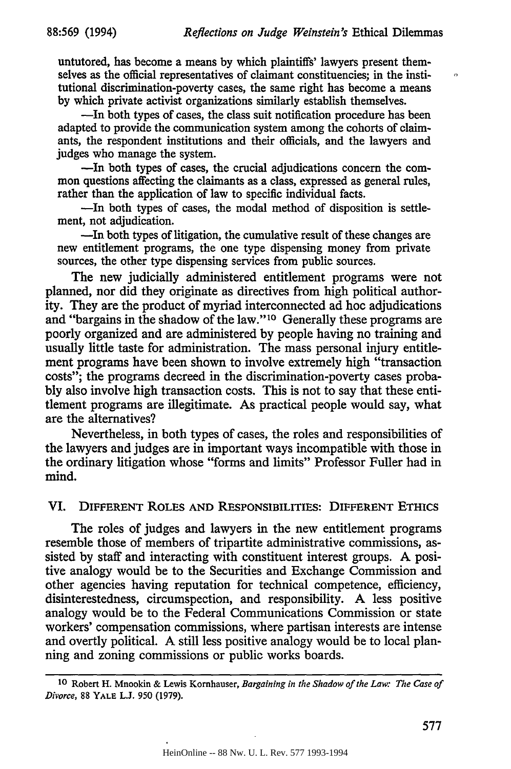untutored, has become a means by which plaintiffs' lawyers present themselves as the official representatives of claimant constituencies; in the institutional discrimination-poverty cases, the same right has become a means by which private activist organizations similarly establish themselves.

—In both types of cases, the class suit notification procedure has been adapted to provide the communication system among the cohorts of claimants, the respondent institutions and their officials, and the lawyers and judges who manage the system.

—In both types of cases, the crucial adjudications concern the common questions affecting the claimants as a class, expressed as general rules, rather than the application of law to specific individual facts.

—In both types of cases, the modal method of disposition is settlement, not adjudication.

—In both types of litigation, the cumulative result of these changes are new entitlement programs, the one type dispensing money from private sources, the other type dispensing services from public sources.

The new judicially administered entitlement programs were not planned, nor did they originate as directives from high political authority. They are the product of myriad interconnected ad hoc adjudications and "bargains in the shadow of the law."[10] Generally these programs are poorly organized and are administered by people having no training and usually little taste for administration. The mass personal injury entitlement programs have been shown to involve extremely high "transaction costs"; the programs decreed in the discrimination-poverty cases probably also involve high transaction costs. This is not to say that these entitlement programs are illegitimate. As practical people would say, what are the alternatives?

Nevertheless, in both types of cases, the roles and responsibilities of the lawyers and judges are in important ways incompatible with those in the ordinary litigation whose "forms and limits" Professor Fuller had in mind.

## VI. Different Roles and Responsibilities: Different Ethics

The roles of judges and lawyers in the new entitlement programs resemble those of members of tripartite administrative commissions, assisted by staff and interacting with constituent interest groups. A positive analogy would be to the Securities and Exchange Commission and other agencies having reputation for technical competence, efficiency, disinterestedness, circumspection, and responsibility. A less positive analogy would be to the Federal Communications Commission or state workers' compensation commissions, where partisan interests are intense and overtly political. A still less positive analogy would be to local planning and zoning commissions or public works boards.

---

[10] Robert H. Mnookin & Lewis Kornhauser, *Bargaining in the Shadow of the Law: The Case of Divorce*, 88 YALE L.J. 950 (1979).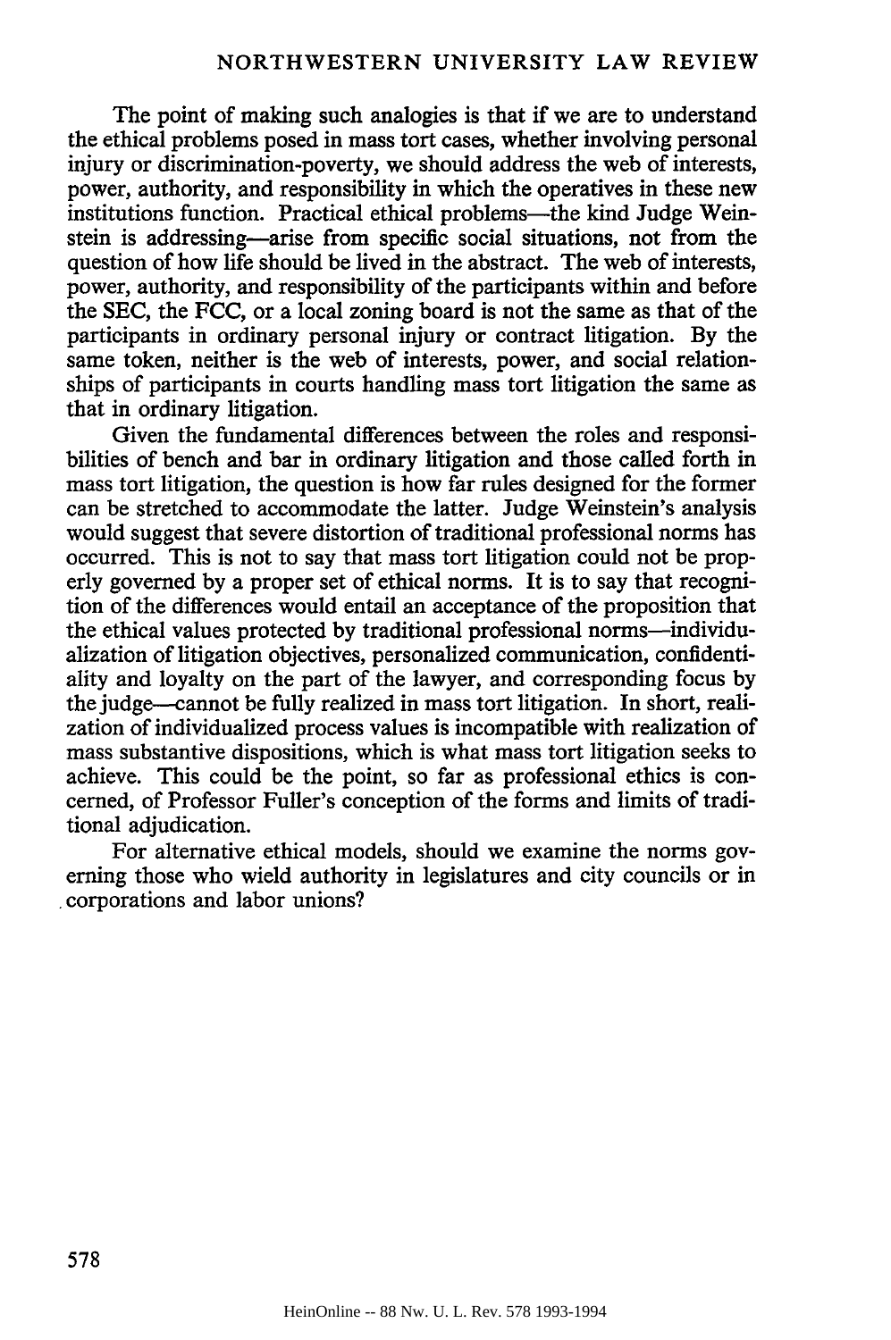The point of making such analogies is that if we are to understand the ethical problems posed in mass tort cases, whether involving personal injury or discrimination-poverty, we should address the web of interests, power, authority, and responsibility in which the operatives in these new institutions function. Practical ethical problems—the kind Judge Weinstein is addressing—arise from specific social situations, not from the question of how life should be lived in the abstract. The web of interests, power, authority, and responsibility of the participants within and before the SEC, the FCC, or a local zoning board is not the same as that of the participants in ordinary personal injury or contract litigation. By the same token, neither is the web of interests, power, and social relationships of participants in courts handling mass tort litigation the same as that in ordinary litigation.

Given the fundamental differences between the roles and responsibilities of bench and bar in ordinary litigation and those called forth in mass tort litigation, the question is how far rules designed for the former can be stretched to accommodate the latter. Judge Weinstein's analysis would suggest that severe distortion of traditional professional norms has occurred. This is not to say that mass tort litigation could not be properly governed by a proper set of ethical norms. It is to say that recognition of the differences would entail an acceptance of the proposition that the ethical values protected by traditional professional norms—individualization of litigation objectives, personalized communication, confidentiality and loyalty on the part of the lawyer, and corresponding focus by the judge—cannot be fully realized in mass tort litigation. In short, realization of individualized process values is incompatible with realization of mass substantive dispositions, which is what mass tort litigation seeks to achieve. This could be the point, so far as professional ethics is concerned, of Professor Fuller's conception of the forms and limits of traditional adjudication.

For alternative ethical models, should we examine the norms governing those who wield authority in legislatures and city councils or in corporations and labor unions?